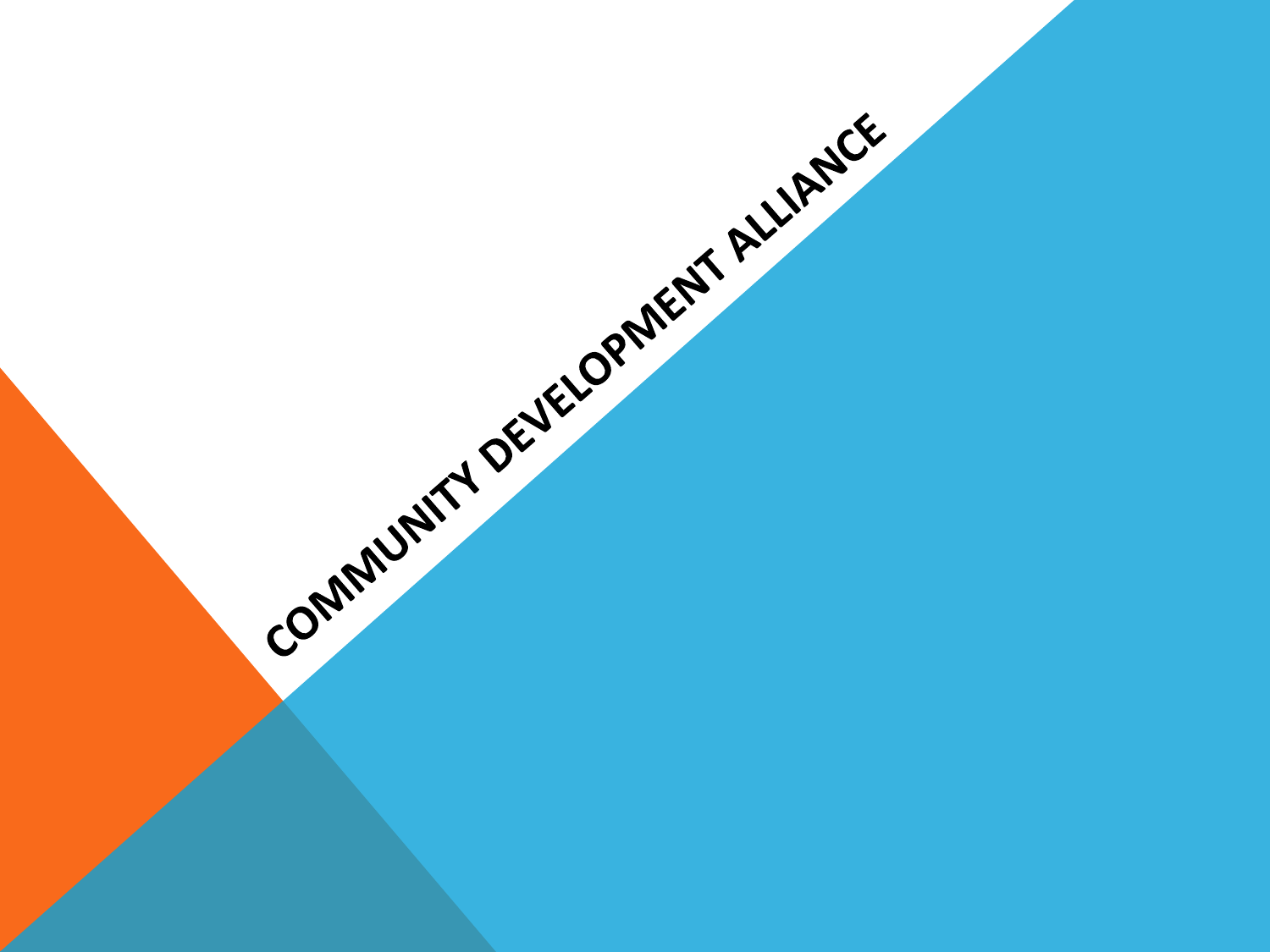# COMMUNITY DEVELOPMENT ALLIANCE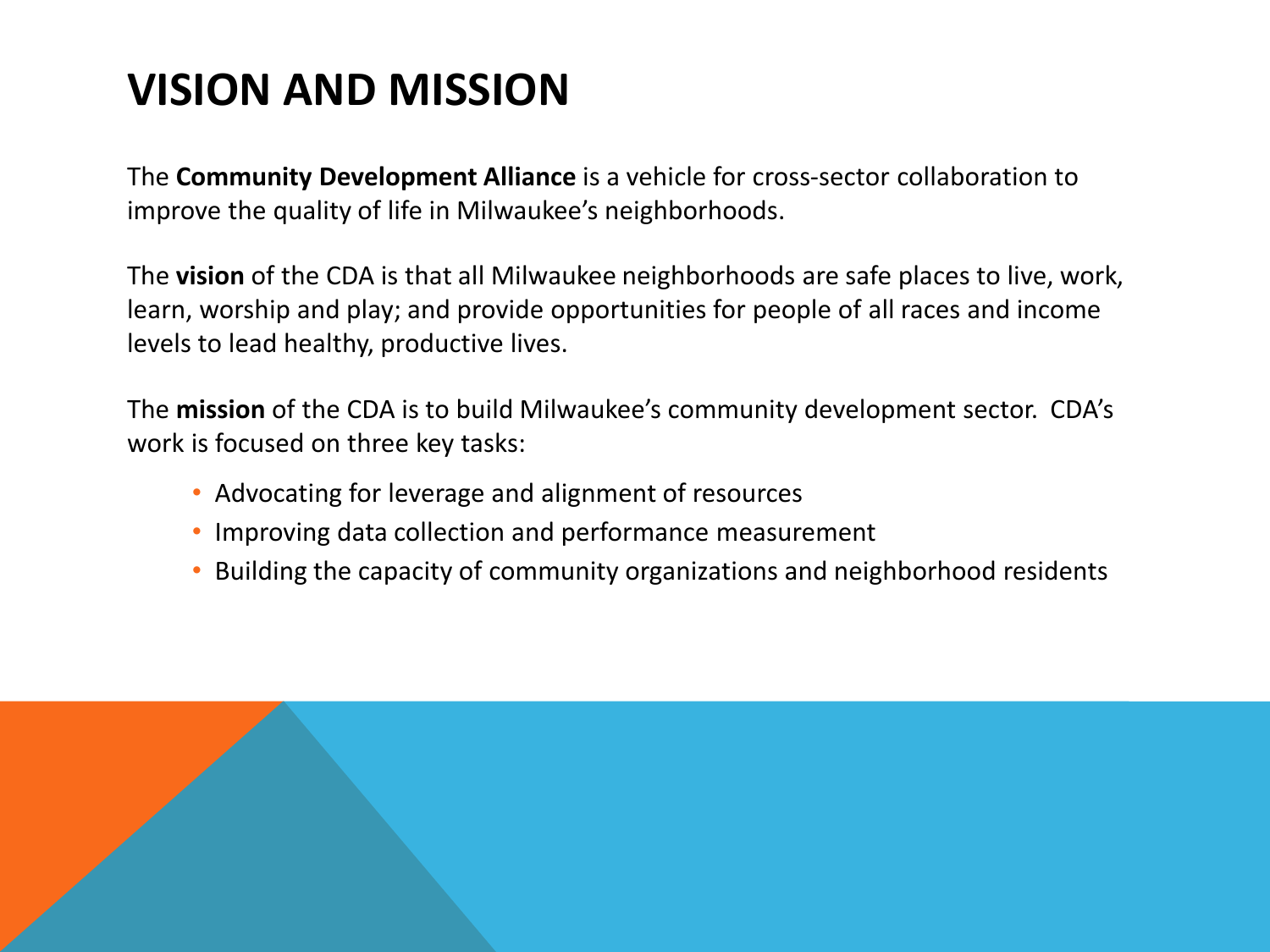# VISION AND MISSION

The **Community Development Alliance** is a vehicle for cross-sector collaboration to improve the quality of life in Milwaukee's neighborhoods.

The **vision** of the CDA is that all Milwaukee neighborhoods are safe places to live, work, learn, worship and play; and provide opportunities for people of all races and income levels to lead healthy, productive lives.

The **mission** of the CDA is to build Milwaukee's community development sector. CDA's work is focused on three key tasks:

- Advocating for leverage and alignment of resources
- Improving data collection and performance measurement
- Building the capacity of community organizations and neighborhood residents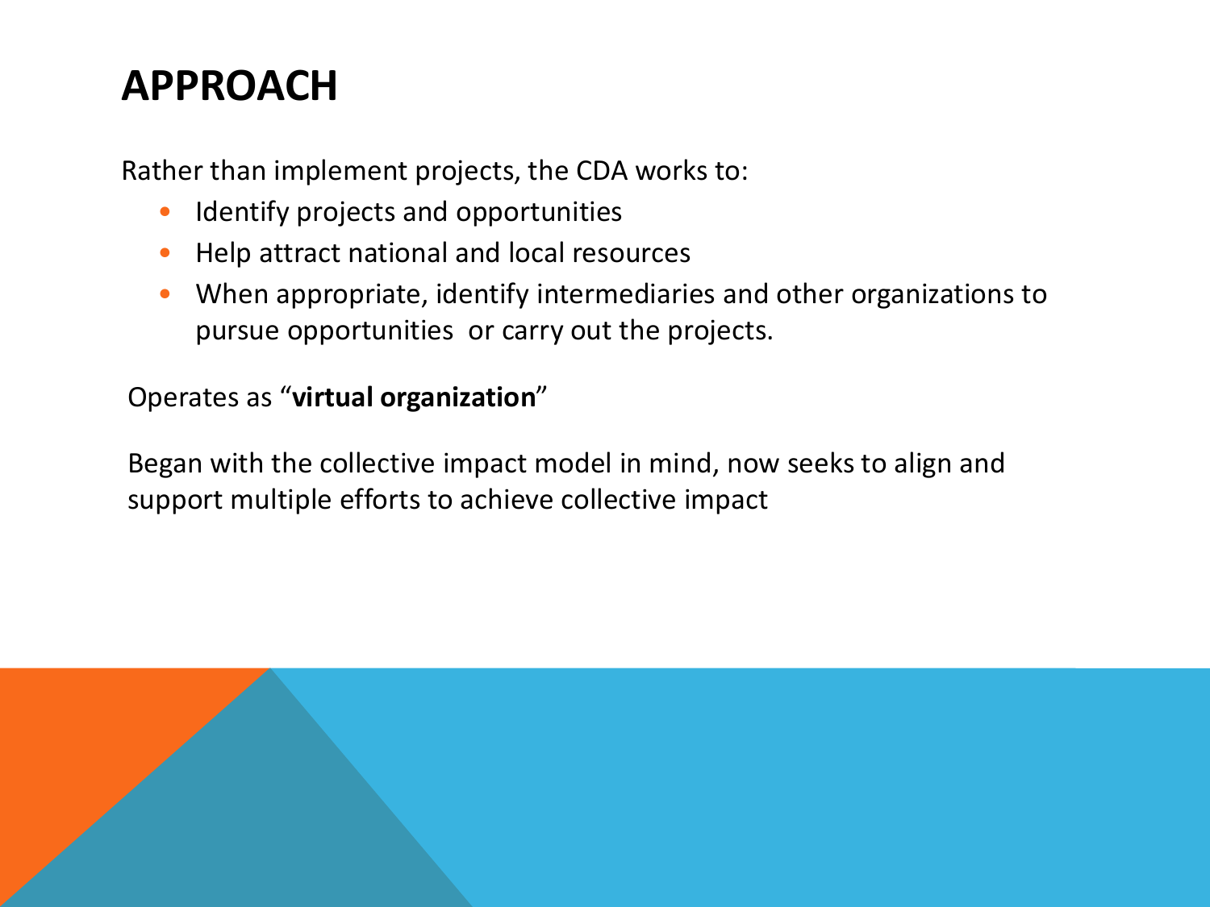# APPROACH

Rather than implement projects, the CDA works to:

- Identify projects and opportunities
- Help attract national and local resources
- When appropriate, identify intermediaries and other organizations to pursue opportunities  or carry out the projects.

Operates as “**virtual organization**”

Began with the collective impact model in mind, now seeks to align and support multiple efforts to achieve collective impact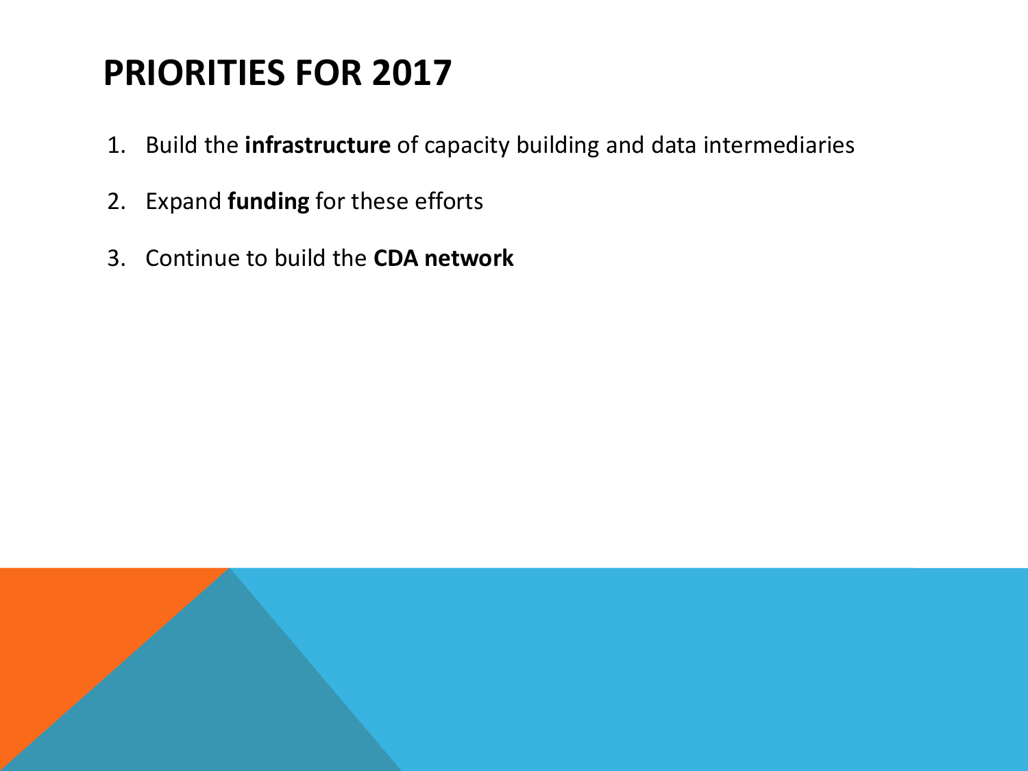# PRIORITIES FOR 2017

1. Build the **infrastructure** of capacity building and data intermediaries
2. Expand **funding** for these efforts
3. Continue to build the **CDA network**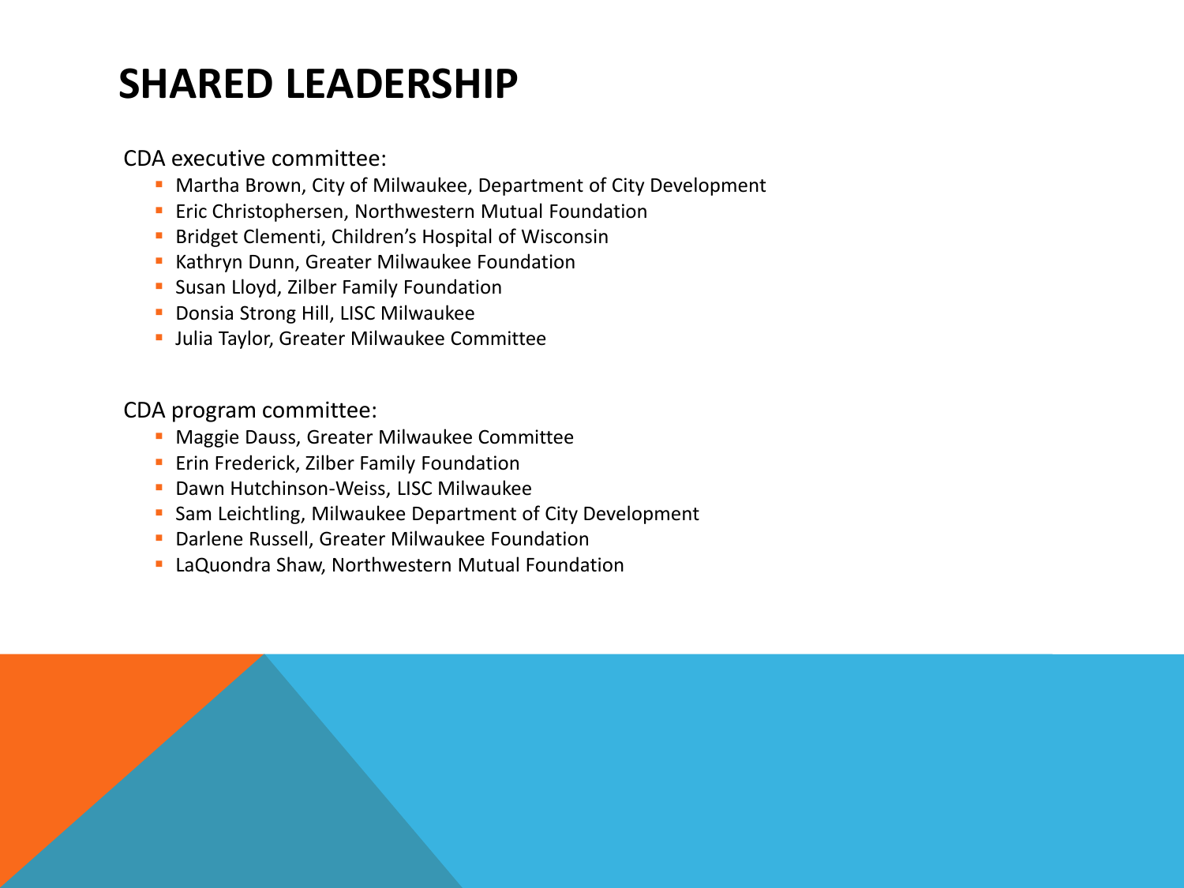# SHARED LEADERSHIP

CDA executive committee:

- Martha Brown, City of Milwaukee, Department of City Development
- Eric Christophersen, Northwestern Mutual Foundation
- Bridget Clementi, Children's Hospital of Wisconsin
- Kathryn Dunn, Greater Milwaukee Foundation
- Susan Lloyd, Zilber Family Foundation
- Donsia Strong Hill, LISC Milwaukee
- Julia Taylor, Greater Milwaukee Committee

CDA program committee:

- Maggie Dauss, Greater Milwaukee Committee
- Erin Frederick, Zilber Family Foundation
- Dawn Hutchinson-Weiss, LISC Milwaukee
- Sam Leichtling, Milwaukee Department of City Development
- Darlene Russell, Greater Milwaukee Foundation
- LaQuondra Shaw, Northwestern Mutual Foundation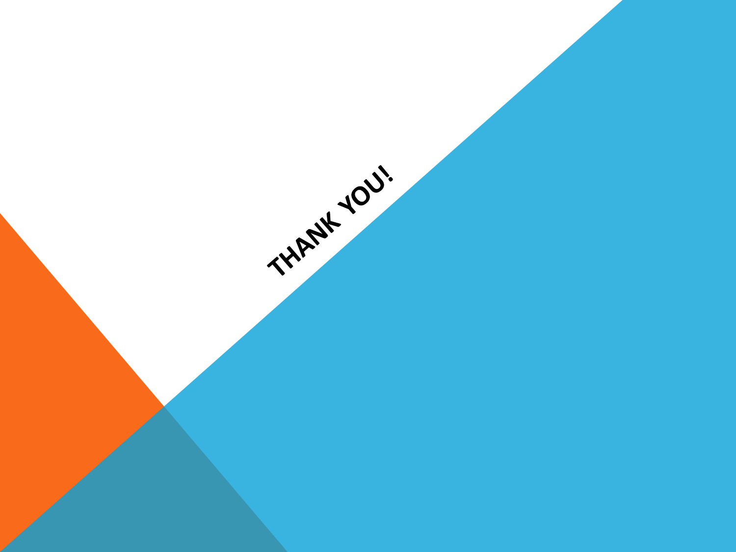# THANK YOU!